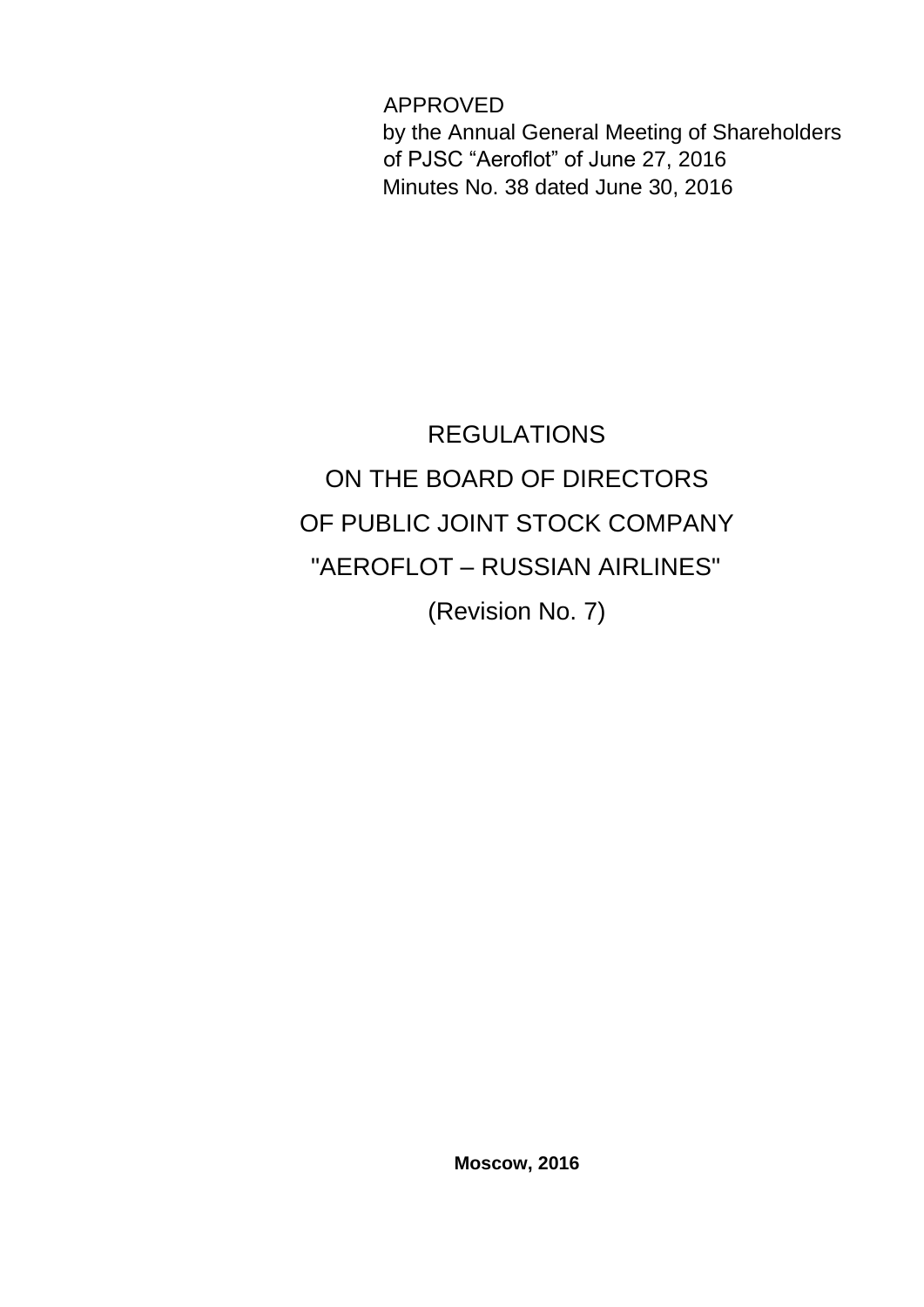APPROVED
by the Annual General Meeting of Shareholders
of PJSC “Aeroflot” of June 27, 2016
Minutes No. 38 dated June 30, 2016

# REGULATIONS
# ON THE BOARD OF DIRECTORS
# OF PUBLIC JOINT STOCK COMPANY
# "AEROFLOT – RUSSIAN AIRLINES"
## (Revision No. 7)

**Moscow, 2016**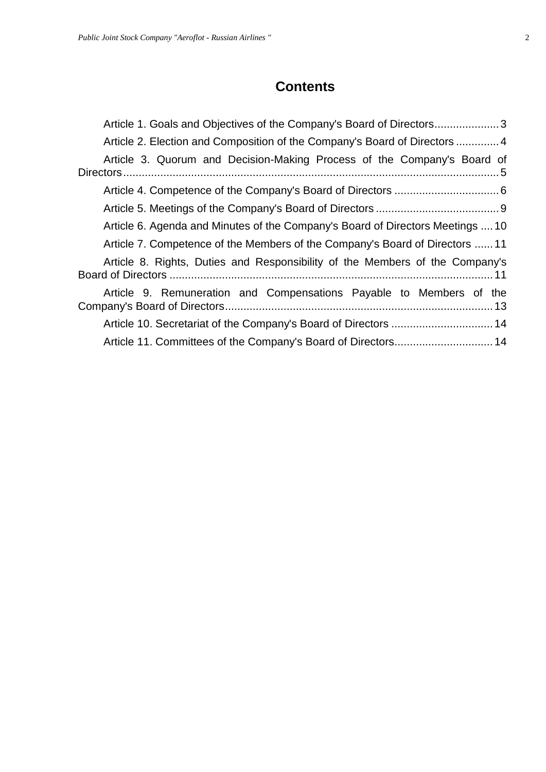# Contents

Article 1. Goals and Objectives of the Company's Board of Directors.................... 3

Article 2. Election and Composition of the Company's Board of Directors ............. 4

Article 3. Quorum and Decision-Making Process of the Company's Board of Directors.......................................................................................................................... 5

Article 4. Competence of the Company's Board of Directors .................................. 6

Article 5. Meetings of the Company's Board of Directors ........................................ 9

Article 6. Agenda and Minutes of the Company's Board of Directors Meetings .... 10

Article 7. Competence of the Members of the Company's Board of Directors ...... 11

Article 8. Rights, Duties and Responsibility of the Members of the Company's Board of Directors ........................................................................................................ 11

Article 9. Remuneration and Compensations Payable to Members of the Company's Board of Directors....................................................................................... 13

Article 10. Secretariat of the Company's Board of Directors ................................. 14

Article 11. Committees of the Company's Board of Directors................................ 14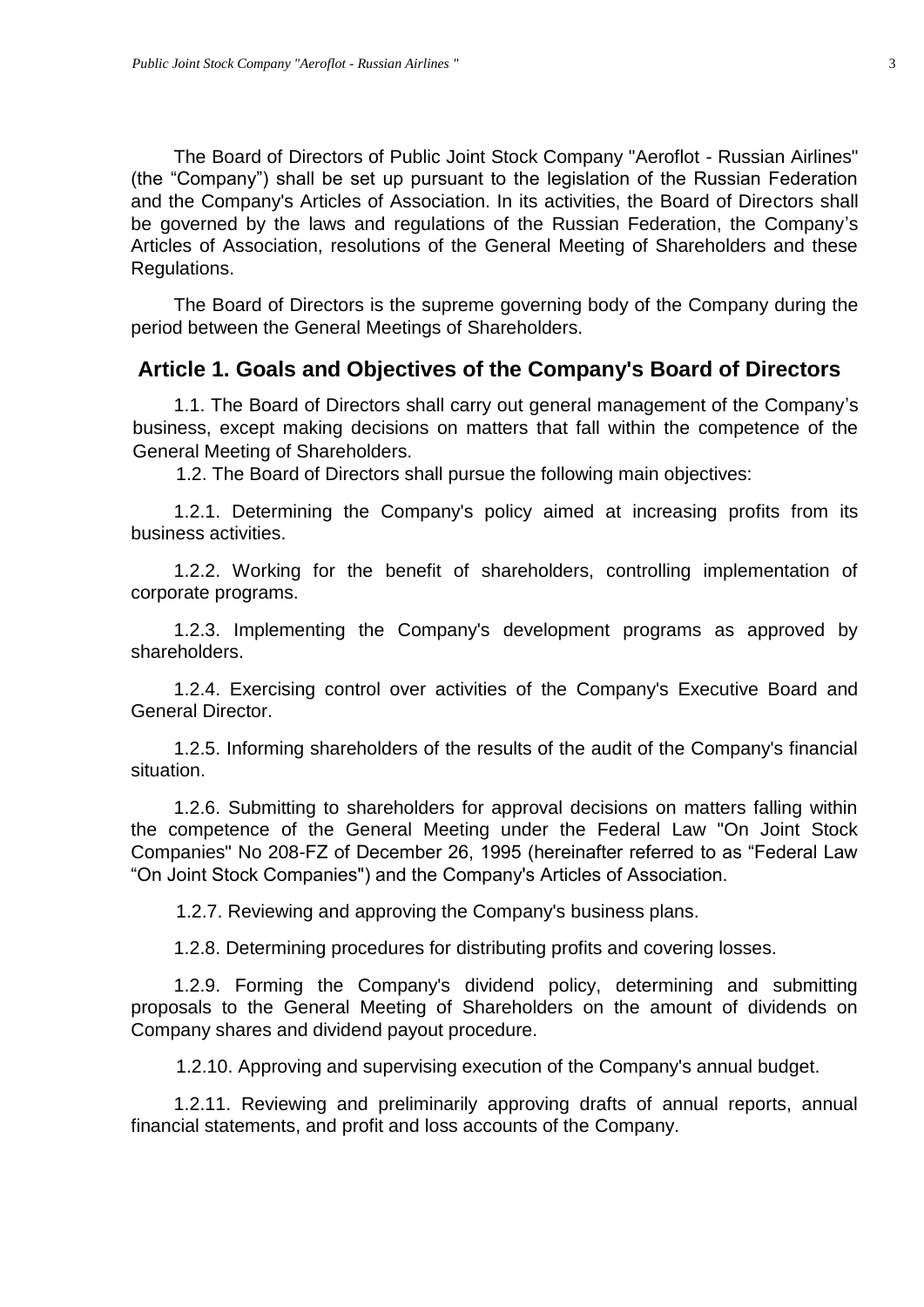The Board of Directors of Public Joint Stock Company "Aeroflot - Russian Airlines" (the “Company”) shall be set up pursuant to the legislation of the Russian Federation and the Company's Articles of Association. In its activities, the Board of Directors shall be governed by the laws and regulations of the Russian Federation, the Company’s Articles of Association, resolutions of the General Meeting of Shareholders and these Regulations.

The Board of Directors is the supreme governing body of the Company during the period between the General Meetings of Shareholders.

## Article 1. Goals and Objectives of the Company's Board of Directors

1.1. The Board of Directors shall carry out general management of the Company’s business, except making decisions on matters that fall within the competence of the General Meeting of Shareholders.

1.2. The Board of Directors shall pursue the following main objectives:

1.2.1. Determining the Company's policy aimed at increasing profits from its business activities.

1.2.2. Working for the benefit of shareholders, controlling implementation of corporate programs.

1.2.3. Implementing the Company's development programs as approved by shareholders.

1.2.4. Exercising control over activities of the Company's Executive Board and General Director.

1.2.5. Informing shareholders of the results of the audit of the Company's financial situation.

1.2.6. Submitting to shareholders for approval decisions on matters falling within the competence of the General Meeting under the Federal Law "On Joint Stock Companies" No 208-FZ of December 26, 1995 (hereinafter referred to as “Federal Law “On Joint Stock Companies") and the Company's Articles of Association.

1.2.7. Reviewing and approving the Company's business plans.

1.2.8. Determining procedures for distributing profits and covering losses.

1.2.9. Forming the Company's dividend policy, determining and submitting proposals to the General Meeting of Shareholders on the amount of dividends on Company shares and dividend payout procedure.

1.2.10. Approving and supervising execution of the Company's annual budget.

1.2.11. Reviewing and preliminarily approving drafts of annual reports, annual financial statements, and profit and loss accounts of the Company.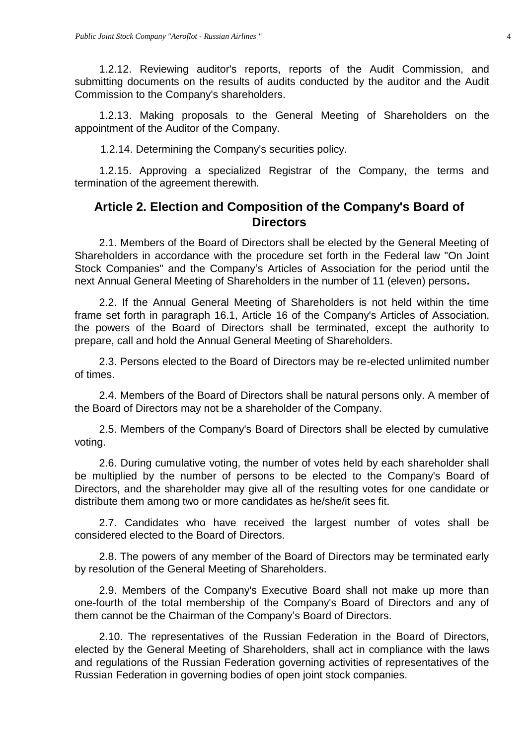1.2.12. Reviewing auditor's reports, reports of the Audit Commission, and submitting documents on the results of audits conducted by the auditor and the Audit Commission to the Company's shareholders.

1.2.13. Making proposals to the General Meeting of Shareholders on the appointment of the Auditor of the Company.

1.2.14. Determining the Company's securities policy.

1.2.15. Approving a specialized Registrar of the Company, the terms and termination of the agreement therewith.

## Article 2. Election and Composition of the Company's Board of Directors

2.1. Members of the Board of Directors shall be elected by the General Meeting of Shareholders in accordance with the procedure set forth in the Federal law "On Joint Stock Companies" and the Company's Articles of Association for the period until the next Annual General Meeting of Shareholders in the number of 11 (eleven) persons**.**

2.2. If the Annual General Meeting of Shareholders is not held within the time frame set forth in paragraph 16.1, Article 16 of the Company's Articles of Association, the powers of the Board of Directors shall be terminated, except the authority to prepare, call and hold the Annual General Meeting of Shareholders.

2.3. Persons elected to the Board of Directors may be re-elected unlimited number of times.

2.4. Members of the Board of Directors shall be natural persons only. A member of the Board of Directors may not be a shareholder of the Company.

2.5. Members of the Company's Board of Directors shall be elected by cumulative voting.

2.6. During cumulative voting, the number of votes held by each shareholder shall be multiplied by the number of persons to be elected to the Company's Board of Directors, and the shareholder may give all of the resulting votes for one candidate or distribute them among two or more candidates as he/she/it sees fit.

2.7. Candidates who have received the largest number of votes shall be considered elected to the Board of Directors.

2.8. The powers of any member of the Board of Directors may be terminated early by resolution of the General Meeting of Shareholders.

2.9. Members of the Company's Executive Board shall not make up more than one-fourth of the total membership of the Company's Board of Directors and any of them cannot be the Chairman of the Company's Board of Directors.

2.10. The representatives of the Russian Federation in the Board of Directors, elected by the General Meeting of Shareholders, shall act in compliance with the laws and regulations of the Russian Federation governing activities of representatives of the Russian Federation in governing bodies of open joint stock companies.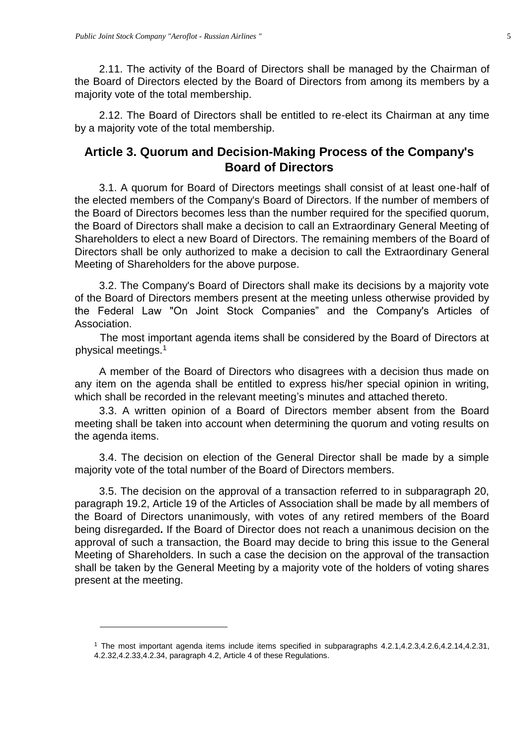2.11. The activity of the Board of Directors shall be managed by the Chairman of the Board of Directors elected by the Board of Directors from among its members by a majority vote of the total membership.

2.12. The Board of Directors shall be entitled to re-elect its Chairman at any time by a majority vote of the total membership.

## Article 3. Quorum and Decision-Making Process of the Company's Board of Directors

3.1. A quorum for Board of Directors meetings shall consist of at least one-half of the elected members of the Company's Board of Directors. If the number of members of the Board of Directors becomes less than the number required for the specified quorum, the Board of Directors shall make a decision to call an Extraordinary General Meeting of Shareholders to elect a new Board of Directors. The remaining members of the Board of Directors shall be only authorized to make a decision to call the Extraordinary General Meeting of Shareholders for the above purpose.

3.2. The Company's Board of Directors shall make its decisions by a majority vote of the Board of Directors members present at the meeting unless otherwise provided by the Federal Law "On Joint Stock Companies" and the Company's Articles of Association.

The most important agenda items shall be considered by the Board of Directors at physical meetings.[1]

A member of the Board of Directors who disagrees with a decision thus made on any item on the agenda shall be entitled to express his/her special opinion in writing, which shall be recorded in the relevant meeting's minutes and attached thereto.

3.3. A written opinion of a Board of Directors member absent from the Board meeting shall be taken into account when determining the quorum and voting results on the agenda items.

3.4. The decision on election of the General Director shall be made by a simple majority vote of the total number of the Board of Directors members.

3.5. The decision on the approval of a transaction referred to in subparagraph 20, paragraph 19.2, Article 19 of the Articles of Association shall be made by all members of the Board of Directors unanimously, with votes of any retired members of the Board being disregarded**.** If the Board of Director does not reach a unanimous decision on the approval of such a transaction, the Board may decide to bring this issue to the General Meeting of Shareholders. In such a case the decision on the approval of the transaction shall be taken by the General Meeting by a majority vote of the holders of voting shares present at the meeting.

---

[1] The most important agenda items include items specified in subparagraphs 4.2.1,4.2.3,4.2.6,4.2.14,4.2.31, 4.2.32,4.2.33,4.2.34, paragraph 4.2, Article 4 of these Regulations.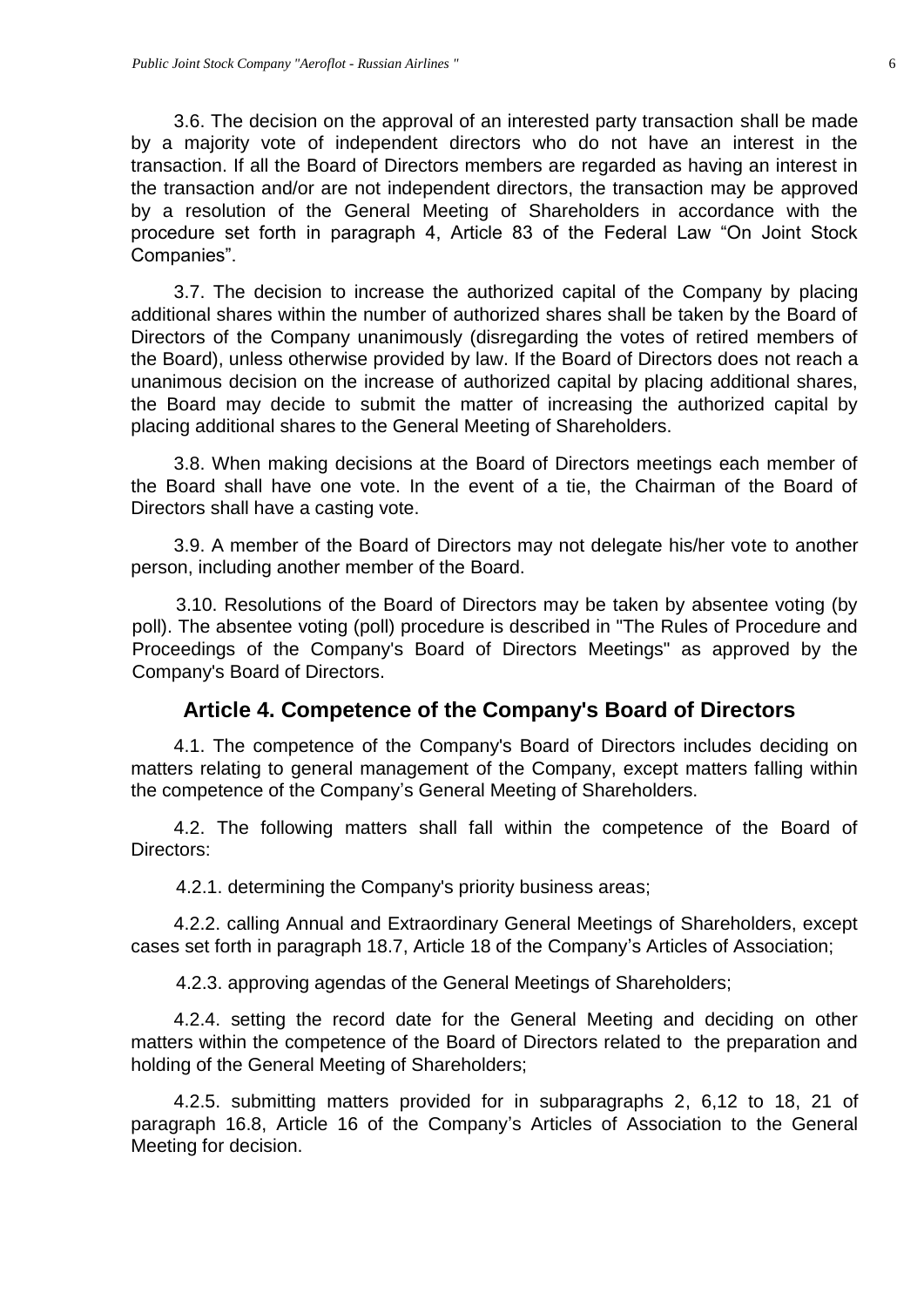3.6. The decision on the approval of an interested party transaction shall be made by a majority vote of independent directors who do not have an interest in the transaction. If all the Board of Directors members are regarded as having an interest in the transaction and/or are not independent directors, the transaction may be approved by a resolution of the General Meeting of Shareholders in accordance with the procedure set forth in paragraph 4, Article 83 of the Federal Law “On Joint Stock Companies”.

3.7. The decision to increase the authorized capital of the Company by placing additional shares within the number of authorized shares shall be taken by the Board of Directors of the Company unanimously (disregarding the votes of retired members of the Board), unless otherwise provided by law. If the Board of Directors does not reach a unanimous decision on the increase of authorized capital by placing additional shares, the Board may decide to submit the matter of increasing the authorized capital by placing additional shares to the General Meeting of Shareholders.

3.8. When making decisions at the Board of Directors meetings each member of the Board shall have one vote. In the event of a tie, the Chairman of the Board of Directors shall have a casting vote.

3.9. A member of the Board of Directors may not delegate his/her vote to another person, including another member of the Board.

3.10. Resolutions of the Board of Directors may be taken by absentee voting (by poll). The absentee voting (poll) procedure is described in "The Rules of Procedure and Proceedings of the Company's Board of Directors Meetings" as approved by the Company's Board of Directors.

## Article 4. Competence of the Company's Board of Directors

4.1. The competence of the Company's Board of Directors includes deciding on matters relating to general management of the Company, except matters falling within the competence of the Company’s General Meeting of Shareholders.

4.2. The following matters shall fall within the competence of the Board of Directors:

4.2.1. determining the Company's priority business areas;

4.2.2. calling Annual and Extraordinary General Meetings of Shareholders, except cases set forth in paragraph 18.7, Article 18 of the Company’s Articles of Association;

4.2.3. approving agendas of the General Meetings of Shareholders;

4.2.4. setting the record date for the General Meeting and deciding on other matters within the competence of the Board of Directors related to the preparation and holding of the General Meeting of Shareholders;

4.2.5. submitting matters provided for in subparagraphs 2, 6,12 to 18, 21 of paragraph 16.8, Article 16 of the Company’s Articles of Association to the General Meeting for decision.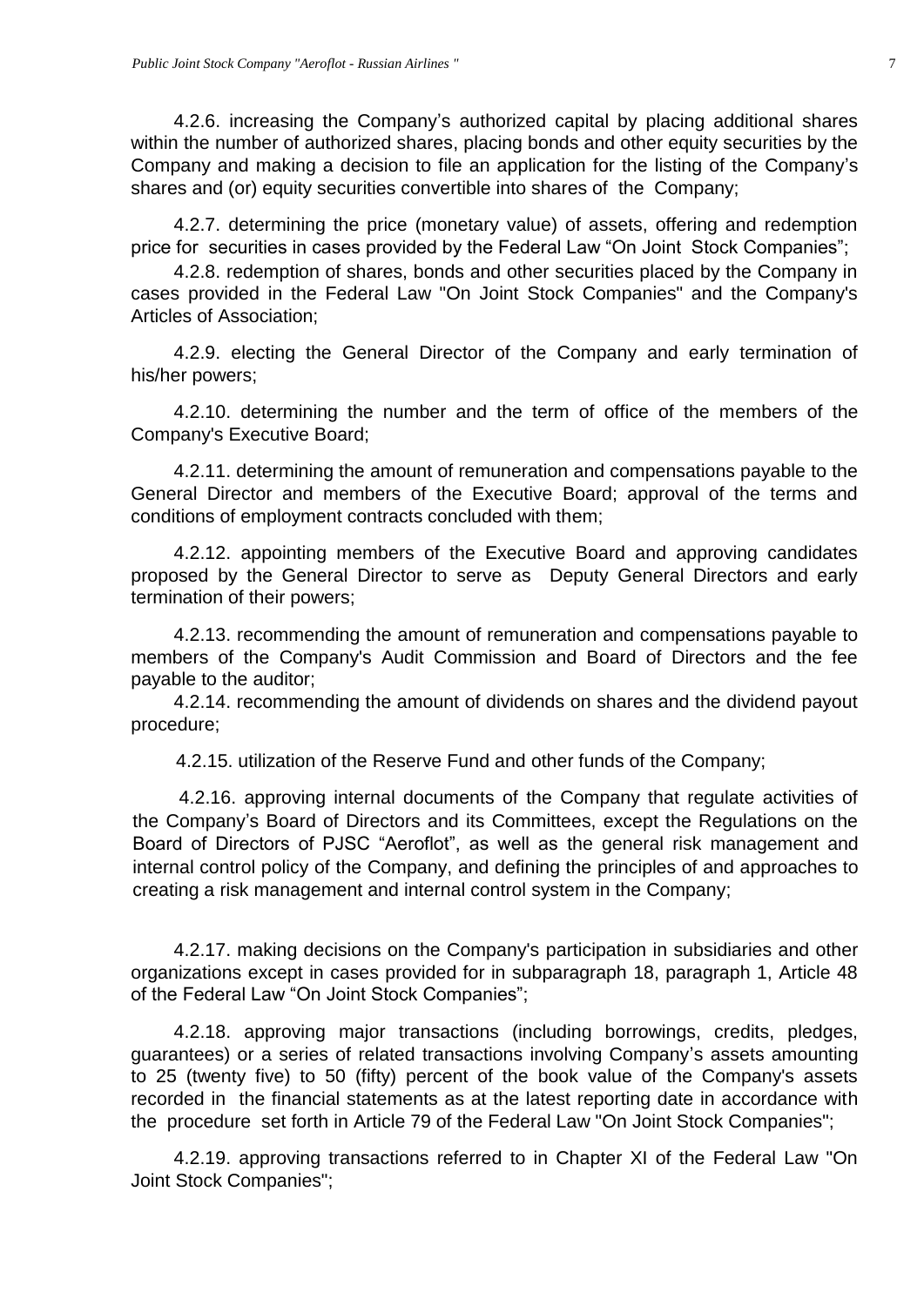4.2.6. increasing the Company's authorized capital by placing additional shares within the number of authorized shares, placing bonds and other equity securities by the Company and making a decision to file an application for the listing of the Company's shares and (or) equity securities convertible into shares of the Company;

4.2.7. determining the price (monetary value) of assets, offering and redemption price for securities in cases provided by the Federal Law "On Joint Stock Companies";

4.2.8. redemption of shares, bonds and other securities placed by the Company in cases provided in the Federal Law "On Joint Stock Companies" and the Company's Articles of Association;

4.2.9. electing the General Director of the Company and early termination of his/her powers;

4.2.10. determining the number and the term of office of the members of the Company's Executive Board;

4.2.11. determining the amount of remuneration and compensations payable to the General Director and members of the Executive Board; approval of the terms and conditions of employment contracts concluded with them;

4.2.12. appointing members of the Executive Board and approving candidates proposed by the General Director to serve as Deputy General Directors and early termination of their powers;

4.2.13. recommending the amount of remuneration and compensations payable to members of the Company's Audit Commission and Board of Directors and the fee payable to the auditor;

4.2.14. recommending the amount of dividends on shares and the dividend payout procedure;

4.2.15. utilization of the Reserve Fund and other funds of the Company;

4.2.16. approving internal documents of the Company that regulate activities of the Company's Board of Directors and its Committees, except the Regulations on the Board of Directors of PJSC "Aeroflot", as well as the general risk management and internal control policy of the Company, and defining the principles of and approaches to creating a risk management and internal control system in the Company;

4.2.17. making decisions on the Company's participation in subsidiaries and other organizations except in cases provided for in subparagraph 18, paragraph 1, Article 48 of the Federal Law "On Joint Stock Companies";

4.2.18. approving major transactions (including borrowings, credits, pledges, guarantees) or a series of related transactions involving Company's assets amounting to 25 (twenty five) to 50 (fifty) percent of the book value of the Company's assets recorded in the financial statements as at the latest reporting date in accordance with the procedure set forth in Article 79 of the Federal Law "On Joint Stock Companies";

4.2.19. approving transactions referred to in Chapter XI of the Federal Law "On Joint Stock Companies";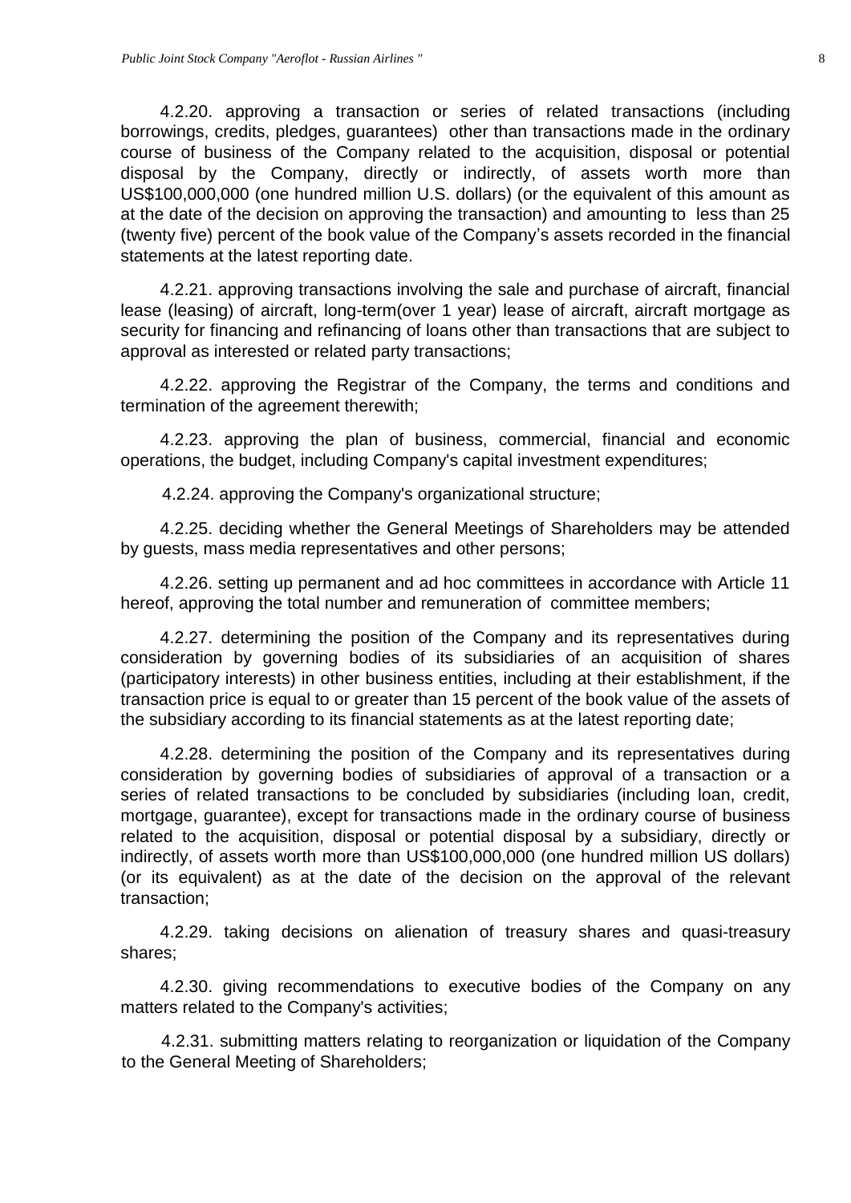4.2.20. approving a transaction or series of related transactions (including borrowings, credits, pledges, guarantees) other than transactions made in the ordinary course of business of the Company related to the acquisition, disposal or potential disposal by the Company, directly or indirectly, of assets worth more than US$100,000,000 (one hundred million U.S. dollars) (or the equivalent of this amount as at the date of the decision on approving the transaction) and amounting to less than 25 (twenty five) percent of the book value of the Company's assets recorded in the financial statements at the latest reporting date.

4.2.21. approving transactions involving the sale and purchase of aircraft, financial lease (leasing) of aircraft, long-term(over 1 year) lease of aircraft, aircraft mortgage as security for financing and refinancing of loans other than transactions that are subject to approval as interested or related party transactions;

4.2.22. approving the Registrar of the Company, the terms and conditions and termination of the agreement therewith;

4.2.23. approving the plan of business, commercial, financial and economic operations, the budget, including Company's capital investment expenditures;

4.2.24. approving the Company's organizational structure;

4.2.25. deciding whether the General Meetings of Shareholders may be attended by guests, mass media representatives and other persons;

4.2.26. setting up permanent and ad hoc committees in accordance with Article 11 hereof, approving the total number and remuneration of committee members;

4.2.27. determining the position of the Company and its representatives during consideration by governing bodies of its subsidiaries of an acquisition of shares (participatory interests) in other business entities, including at their establishment, if the transaction price is equal to or greater than 15 percent of the book value of the assets of the subsidiary according to its financial statements as at the latest reporting date;

4.2.28. determining the position of the Company and its representatives during consideration by governing bodies of subsidiaries of approval of a transaction or a series of related transactions to be concluded by subsidiaries (including loan, credit, mortgage, guarantee), except for transactions made in the ordinary course of business related to the acquisition, disposal or potential disposal by a subsidiary, directly or indirectly, of assets worth more than US$100,000,000 (one hundred million US dollars) (or its equivalent) as at the date of the decision on the approval of the relevant transaction;

4.2.29. taking decisions on alienation of treasury shares and quasi-treasury shares;

4.2.30. giving recommendations to executive bodies of the Company on any matters related to the Company's activities;

4.2.31. submitting matters relating to reorganization or liquidation of the Company to the General Meeting of Shareholders;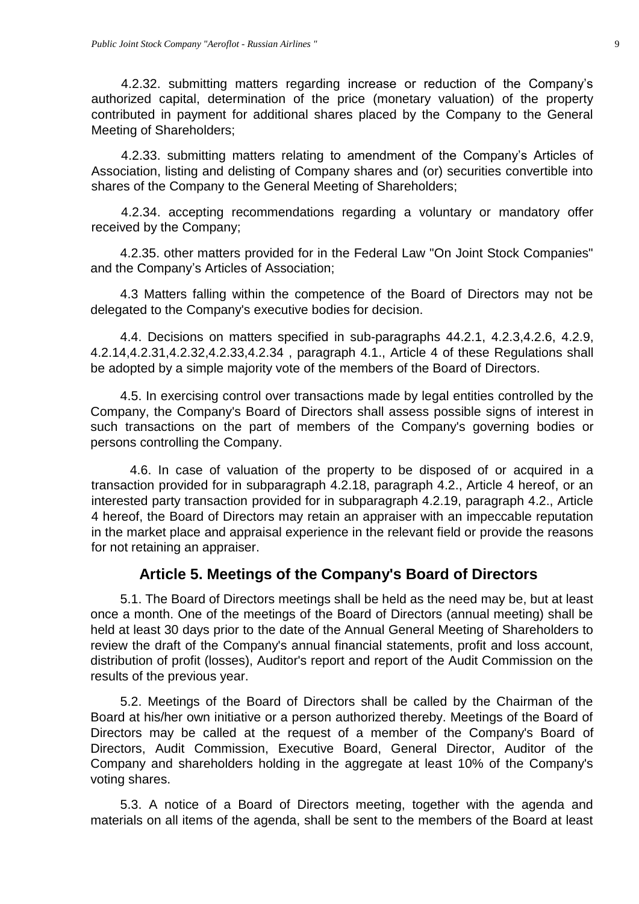4.2.32. submitting matters regarding increase or reduction of the Company's authorized capital, determination of the price (monetary valuation) of the property contributed in payment for additional shares placed by the Company to the General Meeting of Shareholders;

4.2.33. submitting matters relating to amendment of the Company's Articles of Association, listing and delisting of Company shares and (or) securities convertible into shares of the Company to the General Meeting of Shareholders;

4.2.34. accepting recommendations regarding a voluntary or mandatory offer received by the Company;

4.2.35. other matters provided for in the Federal Law "On Joint Stock Companies" and the Company's Articles of Association;

4.3 Matters falling within the competence of the Board of Directors may not be delegated to the Company's executive bodies for decision.

4.4. Decisions on matters specified in sub-paragraphs 44.2.1, 4.2.3,4.2.6, 4.2.9, 4.2.14,4.2.31,4.2.32,4.2.33,4.2.34 , paragraph 4.1., Article 4 of these Regulations shall be adopted by a simple majority vote of the members of the Board of Directors.

4.5. In exercising control over transactions made by legal entities controlled by the Company, the Company's Board of Directors shall assess possible signs of interest in such transactions on the part of members of the Company's governing bodies or persons controlling the Company.

4.6. In case of valuation of the property to be disposed of or acquired in a transaction provided for in subparagraph 4.2.18, paragraph 4.2., Article 4 hereof, or an interested party transaction provided for in subparagraph 4.2.19, paragraph 4.2., Article 4 hereof, the Board of Directors may retain an appraiser with an impeccable reputation in the market place and appraisal experience in the relevant field or provide the reasons for not retaining an appraiser.

## Article 5. Meetings of the Company's Board of Directors

5.1. The Board of Directors meetings shall be held as the need may be, but at least once a month. One of the meetings of the Board of Directors (annual meeting) shall be held at least 30 days prior to the date of the Annual General Meeting of Shareholders to review the draft of the Company's annual financial statements, profit and loss account, distribution of profit (losses), Auditor's report and report of the Audit Commission on the results of the previous year.

5.2. Meetings of the Board of Directors shall be called by the Chairman of the Board at his/her own initiative or a person authorized thereby. Meetings of the Board of Directors may be called at the request of a member of the Company's Board of Directors, Audit Commission, Executive Board, General Director, Auditor of the Company and shareholders holding in the aggregate at least 10% of the Company's voting shares.

5.3. A notice of a Board of Directors meeting, together with the agenda and materials on all items of the agenda, shall be sent to the members of the Board at least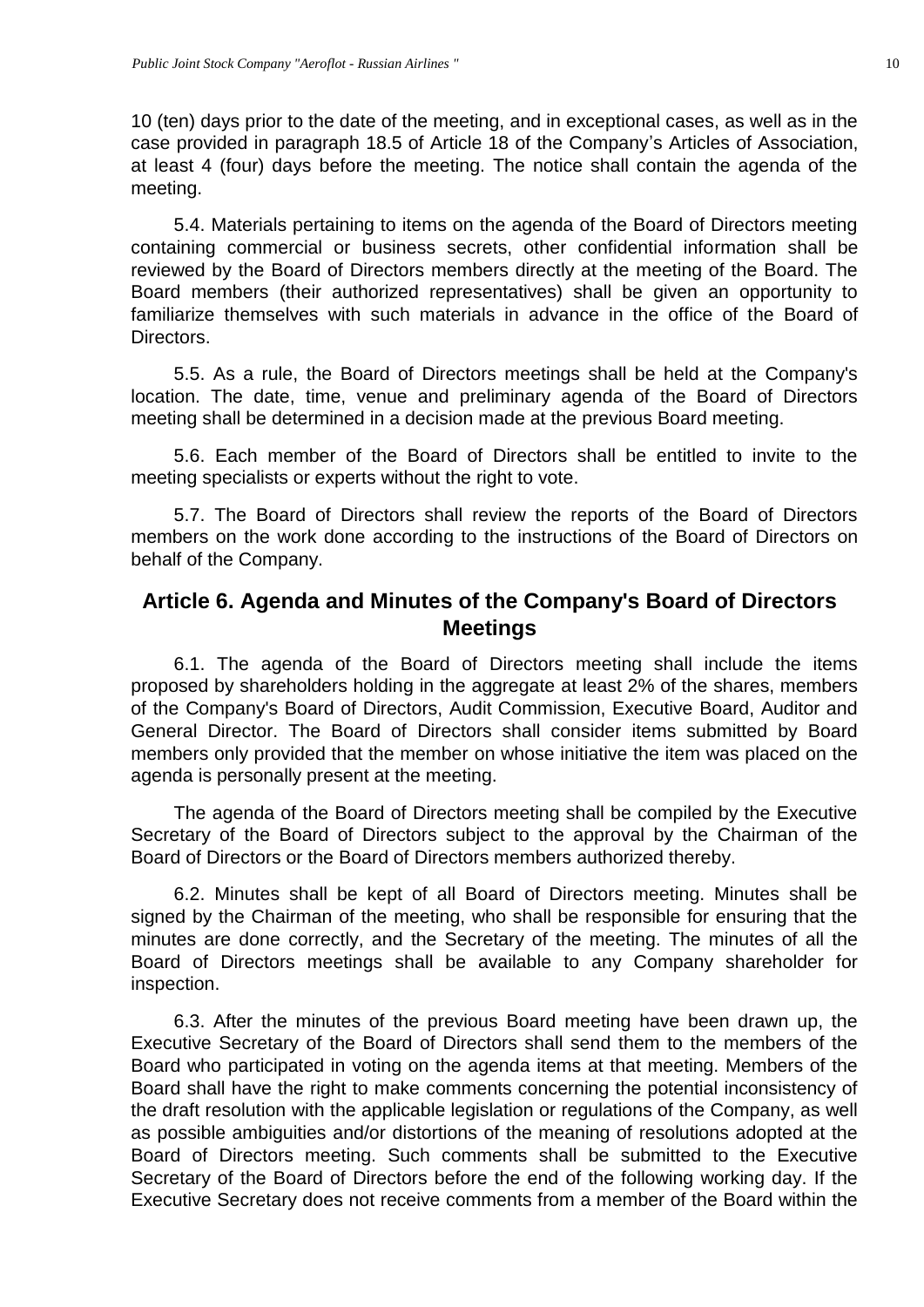10 (ten) days prior to the date of the meeting, and in exceptional cases, as well as in the case provided in paragraph 18.5 of Article 18 of the Company’s Articles of Association, at least 4 (four) days before the meeting. The notice shall contain the agenda of the meeting.

5.4. Materials pertaining to items on the agenda of the Board of Directors meeting containing commercial or business secrets, other confidential information shall be reviewed by the Board of Directors members directly at the meeting of the Board. The Board members (their authorized representatives) shall be given an opportunity to familiarize themselves with such materials in advance in the office of the Board of Directors.

5.5. As a rule, the Board of Directors meetings shall be held at the Company's location. The date, time, venue and preliminary agenda of the Board of Directors meeting shall be determined in a decision made at the previous Board meeting.

5.6. Each member of the Board of Directors shall be entitled to invite to the meeting specialists or experts without the right to vote.

5.7. The Board of Directors shall review the reports of the Board of Directors members on the work done according to the instructions of the Board of Directors on behalf of the Company.

## Article 6. Agenda and Minutes of the Company's Board of Directors Meetings

6.1. The agenda of the Board of Directors meeting shall include the items proposed by shareholders holding in the aggregate at least 2% of the shares, members of the Company's Board of Directors, Audit Commission, Executive Board, Auditor and General Director. The Board of Directors shall consider items submitted by Board members only provided that the member on whose initiative the item was placed on the agenda is personally present at the meeting.

The agenda of the Board of Directors meeting shall be compiled by the Executive Secretary of the Board of Directors subject to the approval by the Chairman of the Board of Directors or the Board of Directors members authorized thereby.

6.2. Minutes shall be kept of all Board of Directors meeting. Minutes shall be signed by the Chairman of the meeting, who shall be responsible for ensuring that the minutes are done correctly, and the Secretary of the meeting. The minutes of all the Board of Directors meetings shall be available to any Company shareholder for inspection.

6.3. After the minutes of the previous Board meeting have been drawn up, the Executive Secretary of the Board of Directors shall send them to the members of the Board who participated in voting on the agenda items at that meeting. Members of the Board shall have the right to make comments concerning the potential inconsistency of the draft resolution with the applicable legislation or regulations of the Company, as well as possible ambiguities and/or distortions of the meaning of resolutions adopted at the Board of Directors meeting. Such comments shall be submitted to the Executive Secretary of the Board of Directors before the end of the following working day. If the Executive Secretary does not receive comments from a member of the Board within the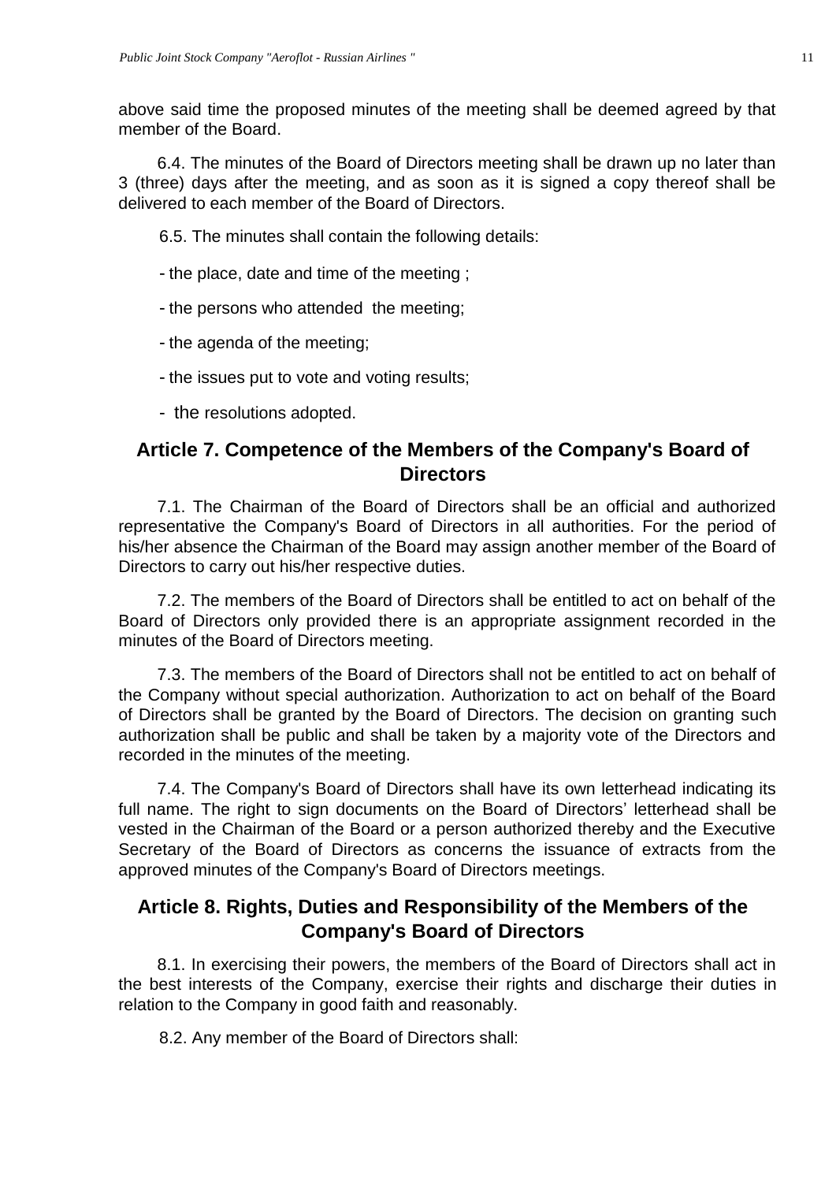above said time the proposed minutes of the meeting shall be deemed agreed by that member of the Board.

6.4. The minutes of the Board of Directors meeting shall be drawn up no later than 3 (three) days after the meeting, and as soon as it is signed a copy thereof shall be delivered to each member of the Board of Directors.

6.5. The minutes shall contain the following details:

- the place, date and time of the meeting ;
- the persons who attended the meeting;
- the agenda of the meeting;
- the issues put to vote and voting results;
- the resolutions adopted.

## Article 7. Competence of the Members of the Company's Board of Directors

7.1. The Chairman of the Board of Directors shall be an official and authorized representative the Company's Board of Directors in all authorities. For the period of his/her absence the Chairman of the Board may assign another member of the Board of Directors to carry out his/her respective duties.

7.2. The members of the Board of Directors shall be entitled to act on behalf of the Board of Directors only provided there is an appropriate assignment recorded in the minutes of the Board of Directors meeting.

7.3. The members of the Board of Directors shall not be entitled to act on behalf of the Company without special authorization. Authorization to act on behalf of the Board of Directors shall be granted by the Board of Directors. The decision on granting such authorization shall be public and shall be taken by a majority vote of the Directors and recorded in the minutes of the meeting.

7.4. The Company's Board of Directors shall have its own letterhead indicating its full name. The right to sign documents on the Board of Directors' letterhead shall be vested in the Chairman of the Board or a person authorized thereby and the Executive Secretary of the Board of Directors as concerns the issuance of extracts from the approved minutes of the Company's Board of Directors meetings.

## Article 8. Rights, Duties and Responsibility of the Members of the Company's Board of Directors

8.1. In exercising their powers, the members of the Board of Directors shall act in the best interests of the Company, exercise their rights and discharge their duties in relation to the Company in good faith and reasonably.

8.2. Any member of the Board of Directors shall: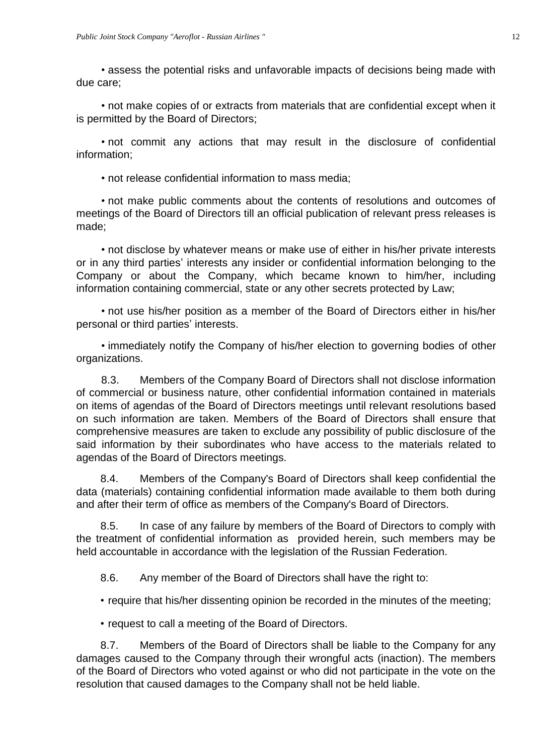• assess the potential risks and unfavorable impacts of decisions being made with due care;

• not make copies of or extracts from materials that are confidential except when it is permitted by the Board of Directors;

• not commit any actions that may result in the disclosure of confidential information;

• not release confidential information to mass media;

• not make public comments about the contents of resolutions and outcomes of meetings of the Board of Directors till an official publication of relevant press releases is made;

• not disclose by whatever means or make use of either in his/her private interests or in any third parties' interests any insider or confidential information belonging to the Company or about the Company, which became known to him/her, including information containing commercial, state or any other secrets protected by Law;

• not use his/her position as a member of the Board of Directors either in his/her personal or third parties' interests.

• immediately notify the Company of his/her election to governing bodies of other organizations.

8.3. Members of the Company Board of Directors shall not disclose information of commercial or business nature, other confidential information contained in materials on items of agendas of the Board of Directors meetings until relevant resolutions based on such information are taken. Members of the Board of Directors shall ensure that comprehensive measures are taken to exclude any possibility of public disclosure of the said information by their subordinates who have access to the materials related to agendas of the Board of Directors meetings.

8.4. Members of the Company's Board of Directors shall keep confidential the data (materials) containing confidential information made available to them both during and after their term of office as members of the Company's Board of Directors.

8.5. In case of any failure by members of the Board of Directors to comply with the treatment of confidential information as provided herein, such members may be held accountable in accordance with the legislation of the Russian Federation.

8.6. Any member of the Board of Directors shall have the right to:

• require that his/her dissenting opinion be recorded in the minutes of the meeting;

• request to call a meeting of the Board of Directors.

8.7. Members of the Board of Directors shall be liable to the Company for any damages caused to the Company through their wrongful acts (inaction). The members of the Board of Directors who voted against or who did not participate in the vote on the resolution that caused damages to the Company shall not be held liable.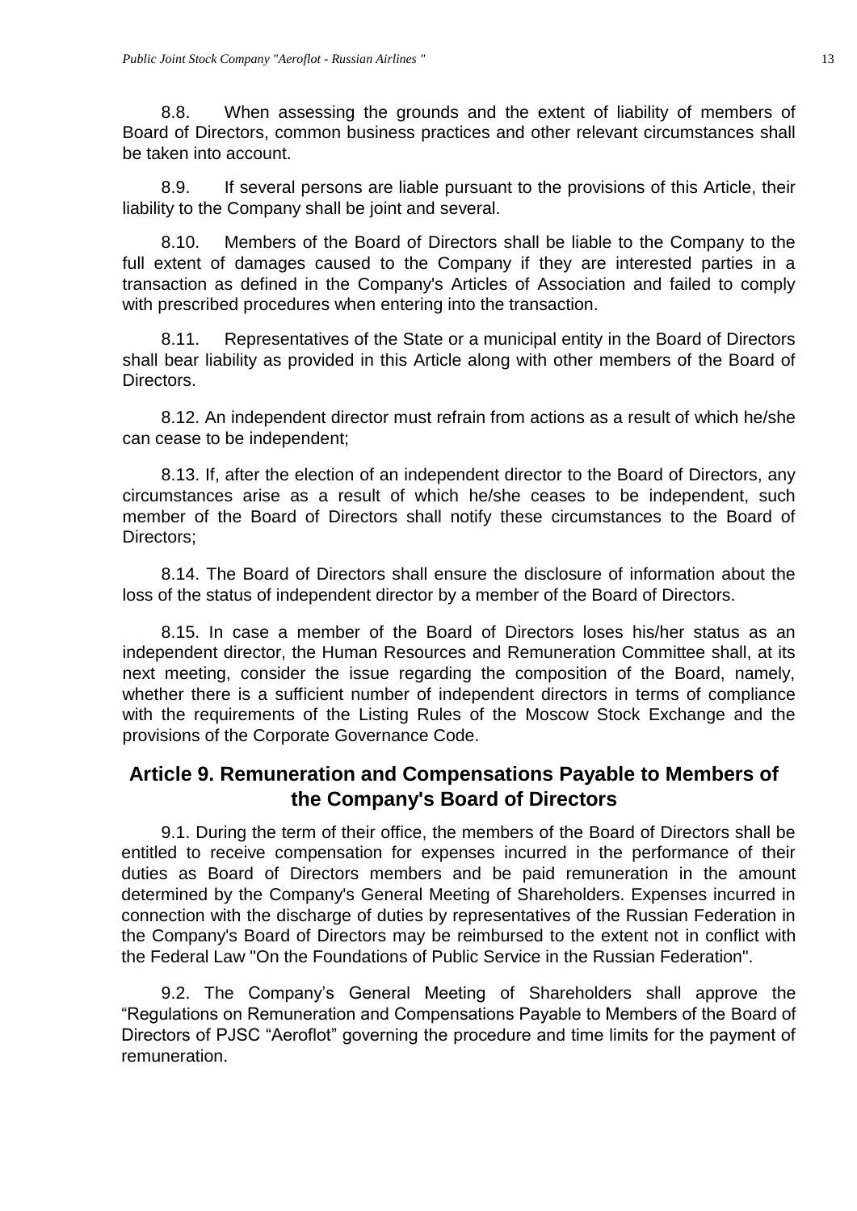8.8. When assessing the grounds and the extent of liability of members of Board of Directors, common business practices and other relevant circumstances shall be taken into account.

8.9. If several persons are liable pursuant to the provisions of this Article, their liability to the Company shall be joint and several.

8.10. Members of the Board of Directors shall be liable to the Company to the full extent of damages caused to the Company if they are interested parties in a transaction as defined in the Company's Articles of Association and failed to comply with prescribed procedures when entering into the transaction.

8.11. Representatives of the State or a municipal entity in the Board of Directors shall bear liability as provided in this Article along with other members of the Board of Directors.

8.12. An independent director must refrain from actions as a result of which he/she can cease to be independent;

8.13. If, after the election of an independent director to the Board of Directors, any circumstances arise as a result of which he/she ceases to be independent, such member of the Board of Directors shall notify these circumstances to the Board of Directors;

8.14. The Board of Directors shall ensure the disclosure of information about the loss of the status of independent director by a member of the Board of Directors.

8.15. In case a member of the Board of Directors loses his/her status as an independent director, the Human Resources and Remuneration Committee shall, at its next meeting, consider the issue regarding the composition of the Board, namely, whether there is a sufficient number of independent directors in terms of compliance with the requirements of the Listing Rules of the Moscow Stock Exchange and the provisions of the Corporate Governance Code.

## Article 9. Remuneration and Compensations Payable to Members of the Company's Board of Directors

9.1. During the term of their office, the members of the Board of Directors shall be entitled to receive compensation for expenses incurred in the performance of their duties as Board of Directors members and be paid remuneration in the amount determined by the Company's General Meeting of Shareholders. Expenses incurred in connection with the discharge of duties by representatives of the Russian Federation in the Company's Board of Directors may be reimbursed to the extent not in conflict with the Federal Law "On the Foundations of Public Service in the Russian Federation".

9.2. The Company's General Meeting of Shareholders shall approve the "Regulations on Remuneration and Compensations Payable to Members of the Board of Directors of PJSC "Aeroflot" governing the procedure and time limits for the payment of remuneration.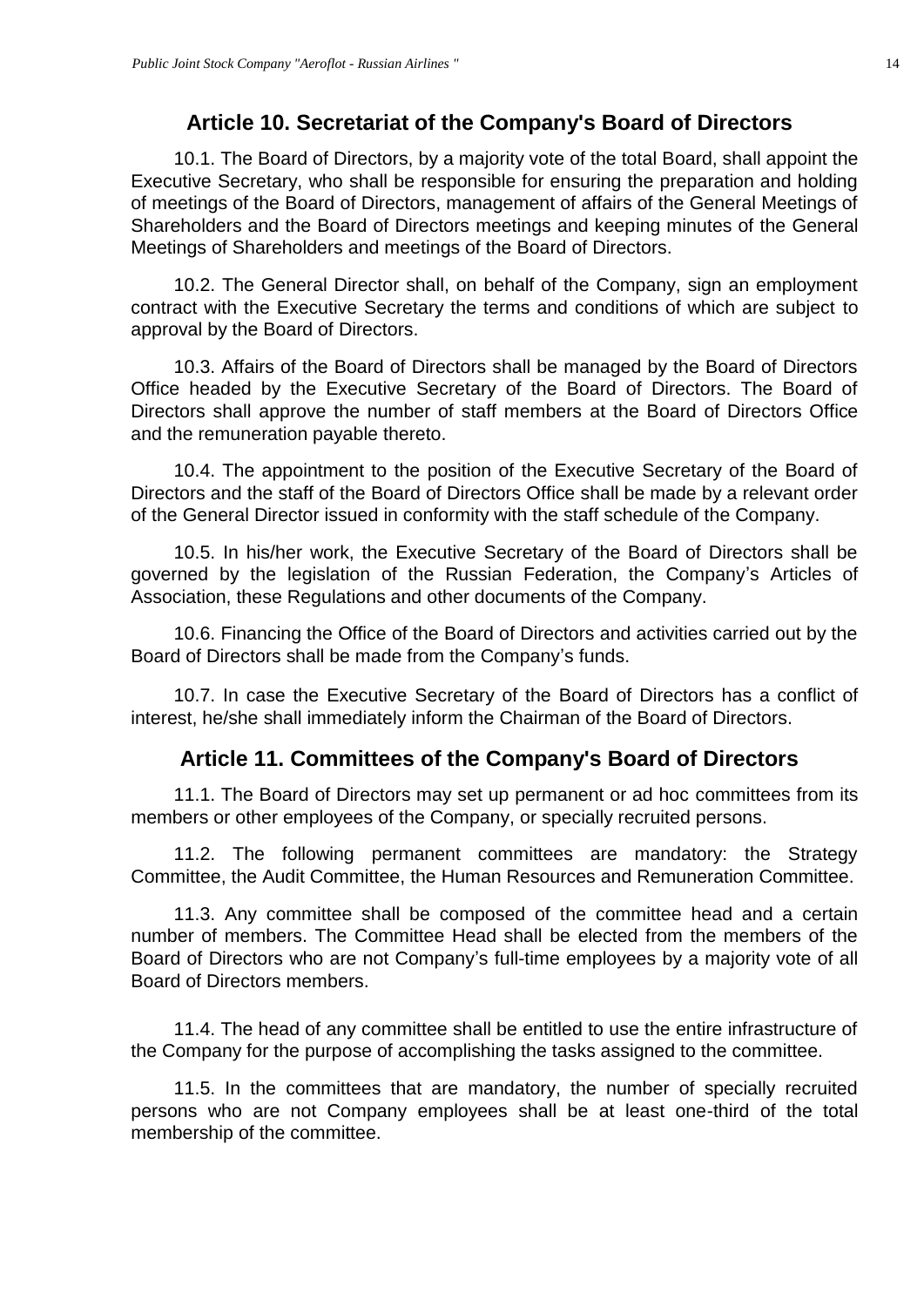## Article 10. Secretariat of the Company's Board of Directors

10.1. The Board of Directors, by a majority vote of the total Board, shall appoint the Executive Secretary, who shall be responsible for ensuring the preparation and holding of meetings of the Board of Directors, management of affairs of the General Meetings of Shareholders and the Board of Directors meetings and keeping minutes of the General Meetings of Shareholders and meetings of the Board of Directors.

10.2. The General Director shall, on behalf of the Company, sign an employment contract with the Executive Secretary the terms and conditions of which are subject to approval by the Board of Directors.

10.3. Affairs of the Board of Directors shall be managed by the Board of Directors Office headed by the Executive Secretary of the Board of Directors. The Board of Directors shall approve the number of staff members at the Board of Directors Office and the remuneration payable thereto.

10.4. The appointment to the position of the Executive Secretary of the Board of Directors and the staff of the Board of Directors Office shall be made by a relevant order of the General Director issued in conformity with the staff schedule of the Company.

10.5. In his/her work, the Executive Secretary of the Board of Directors shall be governed by the legislation of the Russian Federation, the Company's Articles of Association, these Regulations and other documents of the Company.

10.6. Financing the Office of the Board of Directors and activities carried out by the Board of Directors shall be made from the Company's funds.

10.7. In case the Executive Secretary of the Board of Directors has a conflict of interest, he/she shall immediately inform the Chairman of the Board of Directors.

## Article 11. Committees of the Company's Board of Directors

11.1. The Board of Directors may set up permanent or ad hoc committees from its members or other employees of the Company, or specially recruited persons.

11.2. The following permanent committees are mandatory: the Strategy Committee, the Audit Committee, the Human Resources and Remuneration Committee.

11.3. Any committee shall be composed of the committee head and a certain number of members. The Committee Head shall be elected from the members of the Board of Directors who are not Company's full-time employees by a majority vote of all Board of Directors members.

11.4. The head of any committee shall be entitled to use the entire infrastructure of the Company for the purpose of accomplishing the tasks assigned to the committee.

11.5. In the committees that are mandatory, the number of specially recruited persons who are not Company employees shall be at least one-third of the total membership of the committee.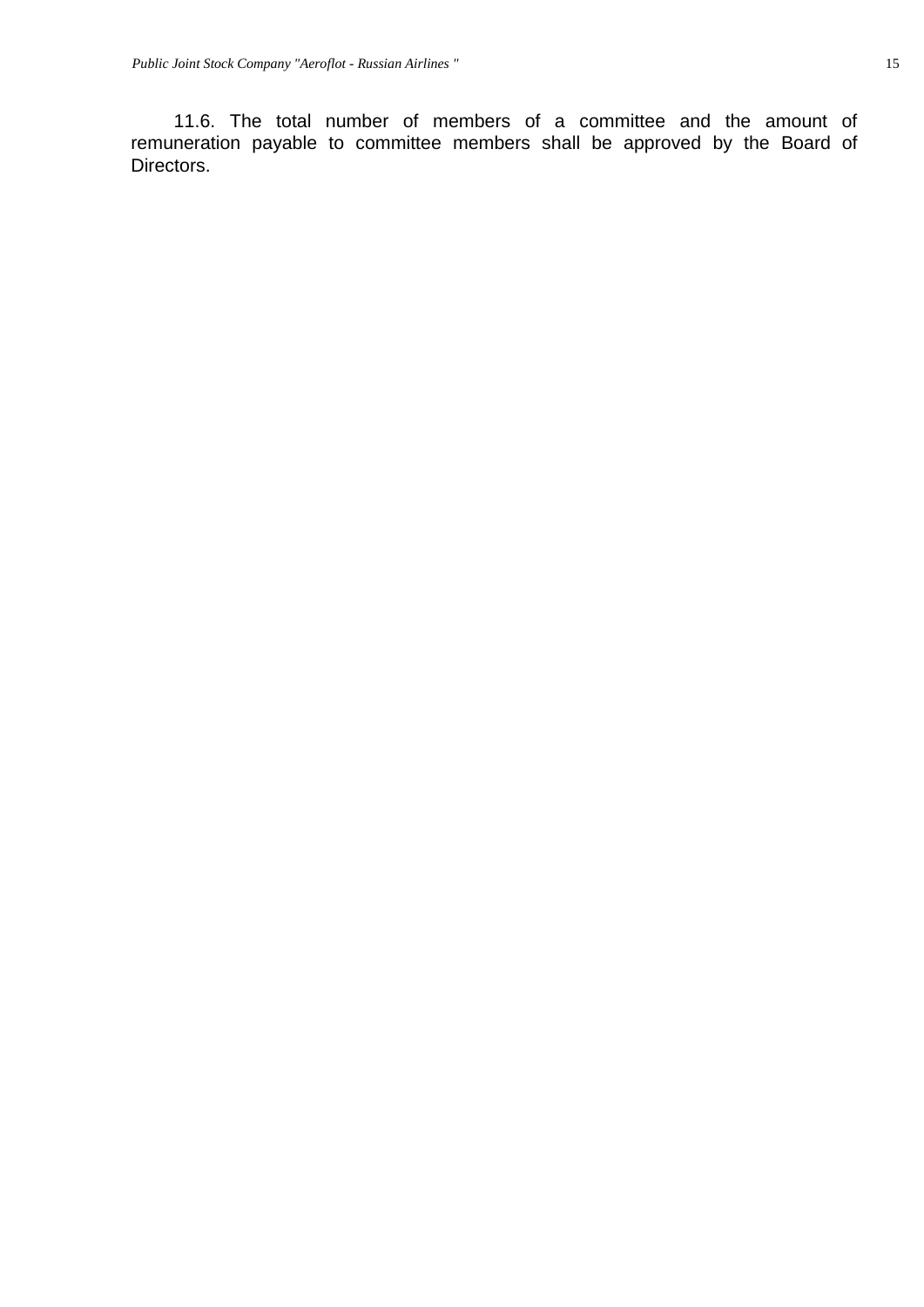11.6. The total number of members of a committee and the amount of remuneration payable to committee members shall be approved by the Board of Directors.